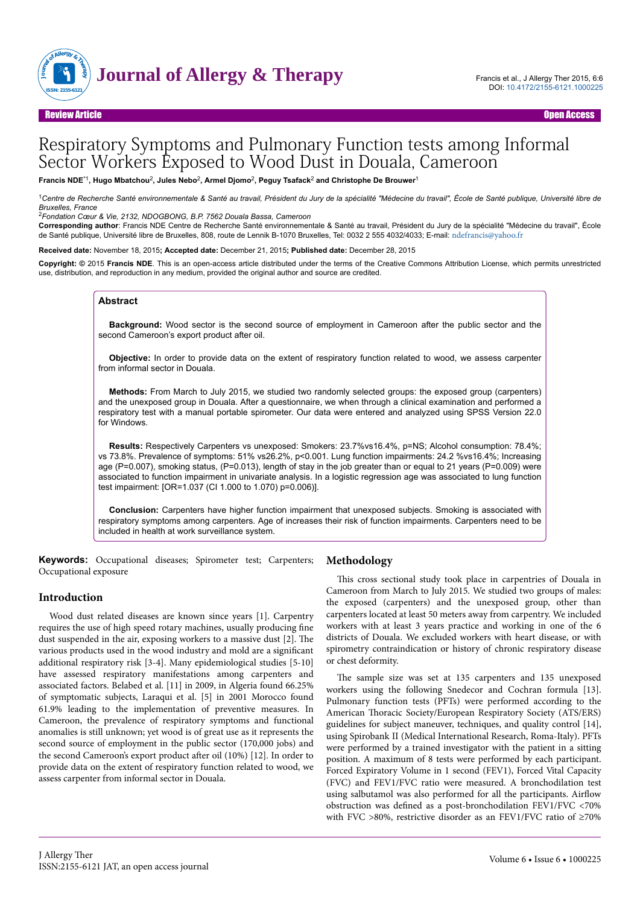Review Article | Open Access

# Respiratory Symptoms and Pulmonary Function tests among Informal Sector Workers Exposed to Wood Dust in Douala, Cameroon

**Francis NDE**[*1], **Hugo Mbatchou**[2], **Jules Nebo**[2], **Armel Djomo**[2], **Peguy Tsafack**[2] **and Christophe De Brouwer**[1]

[1]*Centre de Recherche Santé environnementale & Santé au travail, Président du Jury de la spécialité "Médecine du travail", École de Santé publique, Université libre de Bruxelles, France*

[2]*Fondation Cœur & Vie, 2132, NDOGBONG, B.P. 7562 Douala Bassa, Cameroon*

**Corresponding author**: Francis NDE Centre de Recherche Santé environnementale & Santé au travail, Président du Jury de la spécialité "Médecine du travail", École de Santé publique, Université libre de Bruxelles, 808, route de Lennik B-1070 Bruxelles, Tel: 0032 2 555 4032/4033; E-mail: ndefrancis@yahoo.fr

**Received date:** November 18, 2015**; Accepted date:** December 21, 2015**; Published date:** December 28, 2015

**Copyright: ©** 2015 **Francis NDE**. This is an open-access article distributed under the terms of the Creative Commons Attribution License, which permits unrestricted use, distribution, and reproduction in any medium, provided the original author and source are credited.

## Abstract

**Background:** Wood sector is the second source of employment in Cameroon after the public sector and the second Cameroon's export product after oil.

**Objective:** In order to provide data on the extent of respiratory function related to wood, we assess carpenter from informal sector in Douala.

**Methods:** From March to July 2015, we studied two randomly selected groups: the exposed group (carpenters) and the unexposed group in Douala. After a questionnaire, we when through a clinical examination and performed a respiratory test with a manual portable spirometer. Our data were entered and analyzed using SPSS Version 22.0 for Windows.

**Results:** Respectively Carpenters vs unexposed: Smokers: 23.7%vs16.4%, p=NS; Alcohol consumption: 78.4%; vs 73.8%. Prevalence of symptoms: 51% vs26.2%, p<0.001. Lung function impairments: 24.2 %vs16.4%; Increasing age (P=0.007), smoking status, (P=0.013), length of stay in the job greater than or equal to 21 years (P=0.009) were associated to function impairment in univariate analysis. In a logistic regression age was associated to lung function test impairment: [OR=1.037 (CI 1.000 to 1.070) p=0.006)].

**Conclusion:** Carpenters have higher function impairment that unexposed subjects. Smoking is associated with respiratory symptoms among carpenters. Age of increases their risk of function impairments. Carpenters need to be included in health at work surveillance system.

**Keywords:** Occupational diseases; Spirometer test; Carpenters; Occupational exposure

## Introduction

Wood dust related diseases are known since years [1]. Carpentry requires the use of high speed rotary machines, usually producing fine dust suspended in the air, exposing workers to a massive dust [2]. The various products used in the wood industry and mold are a significant additional respiratory risk [3-4]. Many epidemiological studies [5-10] have assessed respiratory manifestations among carpenters and associated factors. Belabed et al. [11] in 2009, in Algeria found 66.25% of symptomatic subjects, Laraqui et al. [5] in 2001 Morocco found 61.9% leading to the implementation of preventive measures. In Cameroon, the prevalence of respiratory symptoms and functional anomalies is still unknown; yet wood is of great use as it represents the second source of employment in the public sector (170,000 jobs) and the second Cameroon's export product after oil (10%) [12]. In order to provide data on the extent of respiratory function related to wood, we assess carpenter from informal sector in Douala.

## Methodology

This cross sectional study took place in carpentries of Douala in Cameroon from March to July 2015. We studied two groups of males: the exposed (carpenters) and the unexposed group, other than carpenters located at least 50 meters away from carpentry. We included workers with at least 3 years practice and working in one of the 6 districts of Douala. We excluded workers with heart disease, or with spirometry contraindication or history of chronic respiratory disease or chest deformity.

The sample size was set at 135 carpenters and 135 unexposed workers using the following Snedecor and Cochran formula [13]. Pulmonary function tests (PFTs) were performed according to the American Thoracic Society/European Respiratory Society (ATS/ERS) guidelines for subject maneuver, techniques, and quality control [14], using Spirobank II (Medical International Research, Roma-Italy). PFTs were performed by a trained investigator with the patient in a sitting position. A maximum of 8 tests were performed by each participant. Forced Expiratory Volume in 1 second (FEV1), Forced Vital Capacity (FVC) and FEV1/FVC ratio were measured. A bronchodilation test using salbutamol was also performed for all the participants. Airflow obstruction was defined as a post-bronchodilation FEV1/FVC <70% with FVC >80%, restrictive disorder as an FEV1/FVC ratio of ≥70%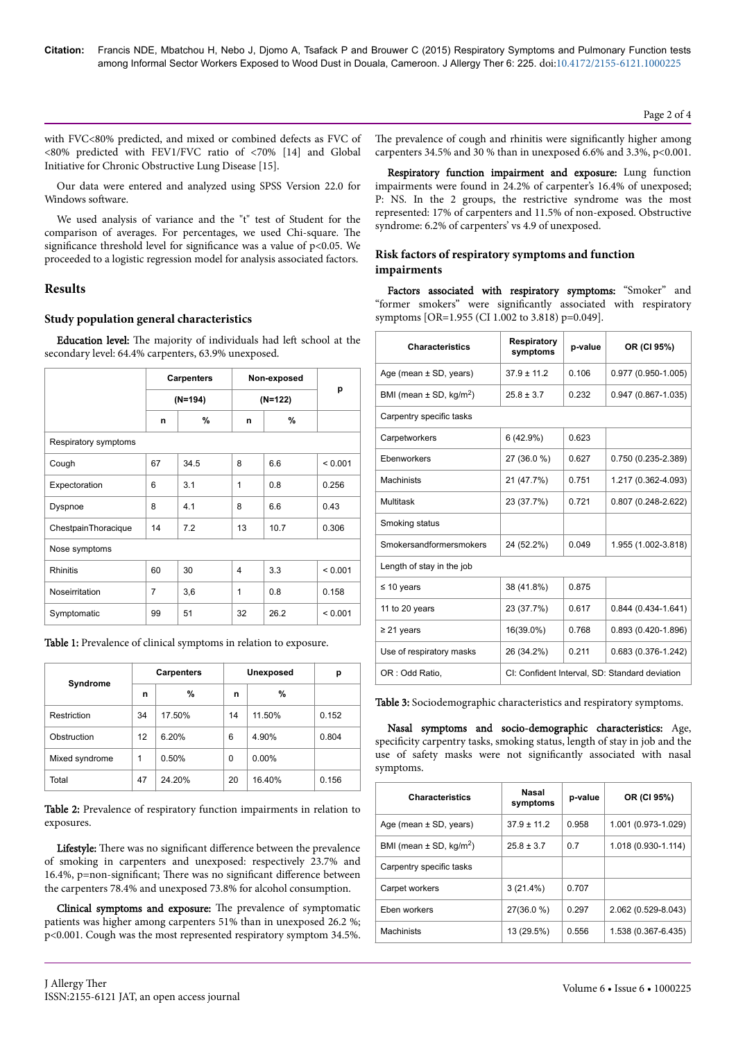with FVC<80% predicted, and mixed or combined defects as FVC of <70% predicted with FEV1/FVC ratio of <70% [14] and Global Initiative for Chronic Obstructive Lung Disease [15].

Our data were entered and analyzed using SPSS Version 22.0 for Windows software.

We used analysis of variance and the "t" test of Student for the comparison of averages. For percentages, we used Chi-square. The significance threshold level for significance was a value of $p<0.05$. We proceeded to a logistic regression model for analysis associated factors.

## Results

### Study population general characteristics

**Education level:** The majority of individuals had left school at the secondary level: 64.4% carpenters, 63.9% unexposed.

| | Carpenters (N=194) | | Non-exposed (N=122) | | p |
|---|---|---|---|---|---|
| | n | % | n | % | |
| Respiratory symptoms | | | | | |
| Cough | 67 | 34.5 | 8 | 6.6 | < 0.001 |
| Expectoration | 6 | 3.1 | 1 | 0.8 | 0.256 |
| Dyspnoe | 8 | 4.1 | 8 | 6.6 | 0.43 |
| ChestpainThoracique | 14 | 7.2 | 13 | 10.7 | 0.306 |
| Nose symptoms | | | | | |
| Rhinitis | 60 | 30 | 4 | 3.3 | < 0.001 |
| Noseirritation | 7 | 3,6 | 1 | 0.8 | 0.158 |
| Symptomatic | 99 | 51 | 32 | 26.2 | < 0.001 |

**Table 1:** Prevalence of clinical symptoms in relation to exposure.

| Syndrome | Carpenters | | Unexposed | | p |
|---|---|---|---|---|---|
| | n | % | n | % | |
| Restriction | 34 | 17.50% | 14 | 11.50% | 0.152 |
| Obstruction | 12 | 6.20% | 6 | 4.90% | 0.804 |
| Mixed syndrome | 1 | 0.50% | 0 | 0.00% | |
| Total | 47 | 24.20% | 20 | 16.40% | 0.156 |

**Table 2:** Prevalence of respiratory function impairments in relation to exposures.

**Lifestyle:** There was no significant difference between the prevalence of smoking in carpenters and unexposed: respectively 23.7% and 16.4%, p=non-significant; There was no significant difference between the carpenters 78.4% and unexposed 73.8% for alcohol consumption.

**Clinical symptoms and exposure:** The prevalence of symptomatic patients was higher among carpenters 51% than in unexposed 26.2 %; p<0.001. Cough was the most represented respiratory symptom 34.5%. The prevalence of cough and rhinitis were significantly higher among carpenters 34.5% and 30 % than in unexposed 6.6% and 3.3%, p<0.001.

**Respiratory function impairment and exposure:** Lung function impairments were found in 24.2% of carpenter's 16.4% of unexposed; P: NS. In the 2 groups, the restrictive syndrome was the most represented: 17% of carpenters and 11.5% of non-exposed. Obstructive syndrome: 6.2% of carpenters' vs 4.9 of unexposed.

### Risk factors of respiratory symptoms and function impairments

**Factors associated with respiratory symptoms:** "Smoker" and "former smokers" were significantly associated with respiratory symptoms [OR=1.955 (CI 1.002 to 3.818) p=0.049].

| Characteristics | Respiratory symptoms | p-value | OR (CI 95%) |
|---|---|---|---|
| Age (mean ± SD, years) | 37.9 ± 11.2 | 0.106 | 0.977 (0.950-1.005) |
| BMI (mean ± SD, kg/m$^2$) | 25.8 ± 3.7 | 0.232 | 0.947 (0.867-1.035) |
| Carpentry specific tasks | | | |
| Carpetworkers | 6 (42.9%) | 0.623 | |
| Ebenworkers | 27 (36.0 %) | 0.627 | 0.750 (0.235-2.389) |
| Machinists | 21 (47.7%) | 0.751 | 1.217 (0.362-4.093) |
| Multitask | 23 (37.7%) | 0.721 | 0.807 (0.248-2.622) |
| Smoking status | | | |
| Smokersandformersmokers | 24 (52.2%) | 0.049 | 1.955 (1.002-3.818) |
| Length of stay in the job | | | |
| ≤ 10 years | 38 (41.8%) | 0.875 | |
| 11 to 20 years | 23 (37.7%) | 0.617 | 0.844 (0.434-1.641) |
| ≥ 21 years | 16(39.0%) | 0.768 | 0.893 (0.420-1.896) |
| Use of respiratory masks | 26 (34.2%) | 0.211 | 0.683 (0.376-1.242) |
| OR : Odd Ratio, | CI: Confident Interval, SD: Standard deviation | | |

**Table 3:** Sociodemographic characteristics and respiratory symptoms.

**Nasal symptoms and socio-demographic characteristics:** Age, specificity carpentry tasks, smoking status, length of stay in job and the use of safety masks were not significantly associated with nasal symptoms.

| Characteristics | Nasal symptoms | p-value | OR (CI 95%) |
|---|---|---|---|
| Age (mean ± SD, years) | 37.9 ± 11.2 | 0.958 | 1.001 (0.973-1.029) |
| BMI (mean ± SD, kg/m$^2$) | 25.8 ± 3.7 | 0.7 | 1.018 (0.930-1.114) |
| Carpentry specific tasks | | | |
| Carpet workers | 3 (21.4%) | 0.707 | |
| Eben workers | 27(36.0 %) | 0.297 | 2.062 (0.529-8.043) |
| Machinists | 13 (29.5%) | 0.556 | 1.538 (0.367-6.435) |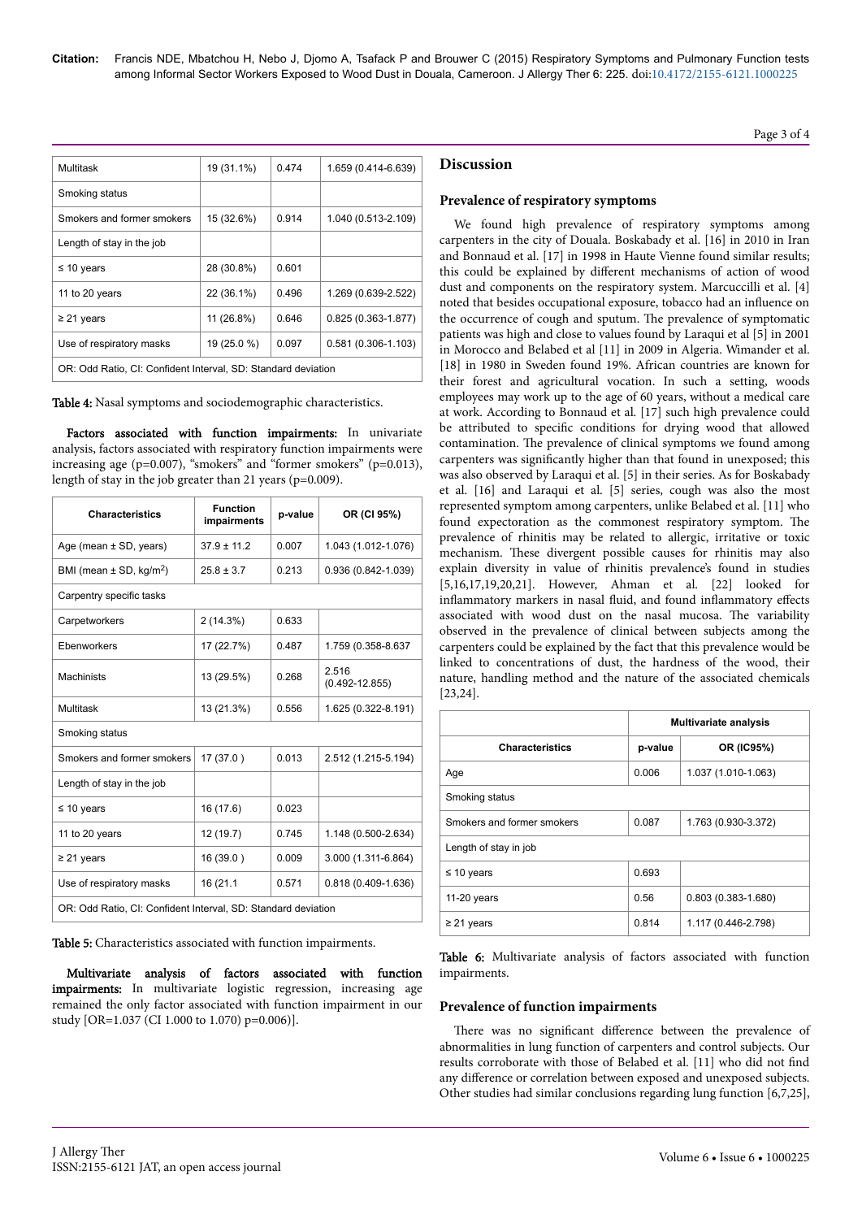| Multitask | 19 (31.1%) | 0.474 | 1.659 (0.414-6.639) |
|---|---|---|---|
| Smoking status | | | |
| Smokers and former smokers | 15 (32.6%) | 0.914 | 1.040 (0.513-2.109) |
| Length of stay in the job | | | |
| ≤ 10 years | 28 (30.8%) | 0.601 | |
| 11 to 20 years | 22 (36.1%) | 0.496 | 1.269 (0.639-2.522) |
| ≥ 21 years | 11 (26.8%) | 0.646 | 0.825 (0.363-1.877) |
| Use of respiratory masks | 19 (25.0 %) | 0.097 | 0.581 (0.306-1.103) |
| OR: Odd Ratio, CI: Confident Interval, SD: Standard deviation | | | |

**Table 4:** Nasal symptoms and sociodemographic characteristics.

**Factors associated with function impairments:** In univariate analysis, factors associated with respiratory function impairments were increasing age (p=0.007), "smokers" and "former smokers" (p=0.013), length of stay in the job greater than 21 years (p=0.009).

| Characteristics | Function impairments | p-value | OR (CI 95%) |
|---|---|---|---|
| Age (mean ± SD, years) | 37.9 ± 11.2 | 0.007 | 1.043 (1.012-1.076) |
| BMI (mean ± SD, kg/m$^2$) | 25.8 ± 3.7 | 0.213 | 0.936 (0.842-1.039) |
| Carpentry specific tasks | | | |
| Carpetworkers | 2 (14.3%) | 0.633 | |
| Ebenworkers | 17 (22.7%) | 0.487 | 1.759 (0.358-8.637 |
| Machinists | 13 (29.5%) | 0.268 | 2.516 (0.492-12.855) |
| Multitask | 13 (21.3%) | 0.556 | 1.625 (0.322-8.191) |
| Smoking status | | | |
| Smokers and former smokers | 17 (37.0 ) | 0.013 | 2.512 (1.215-5.194) |
| Length of stay in the job | | | |
| ≤ 10 years | 16 (17.6) | 0.023 | |
| 11 to 20 years | 12 (19.7) | 0.745 | 1.148 (0.500-2.634) |
| ≥ 21 years | 16 (39.0 ) | 0.009 | 3.000 (1.311-6.864) |
| Use of respiratory masks | 16 (21.1 | 0.571 | 0.818 (0.409-1.636) |
| OR: Odd Ratio, CI: Confident Interval, SD: Standard deviation | | | |

**Table 5:** Characteristics associated with function impairments.

**Multivariate analysis of factors associated with function impairments:** In multivariate logistic regression, increasing age remained the only factor associated with function impairment in our study [OR=1.037 (CI 1.000 to 1.070) p=0.006)].

## Discussion

### Prevalence of respiratory symptoms

We found high prevalence of respiratory symptoms among carpenters in the city of Douala. Boskabady et al. [16] in 2010 in Iran and Bonnaud et al. [17] in 1998 in Haute Vienne found similar results; this could be explained by different mechanisms of action of wood dust and components on the respiratory system. Marcuccilli et al. [4] noted that besides occupational exposure, tobacco had an influence on the occurrence of cough and sputum. The prevalence of symptomatic patients was high and close to values found by Laraqui et al [5] in 2001 in Morocco and Belabed et al [11] in 2009 in Algeria. Wimander et al. [18] in 1980 in Sweden found 19%. African countries are known for their forest and agricultural vocation. In such a setting, woods employees may work up to the age of 60 years, without a medical care at work. According to Bonnaud et al. [17] such high prevalence could be attributed to specific conditions for drying wood that allowed contamination. The prevalence of clinical symptoms we found among carpenters was significantly higher than that found in unexposed; this was also observed by Laraqui et al. [5] in their series. As for Boskabady et al. [16] and Laraqui et al. [5] series, cough was also the most represented symptom among carpenters, unlike Belabed et al. [11] who found expectoration as the commonest respiratory symptom. The prevalence of rhinitis may be related to allergic, irritative or toxic mechanism. These divergent possible causes for rhinitis may also explain diversity in value of rhinitis prevalence's found in studies [5,16,17,19,20,21]. However, Ahman et al. [22] looked for inflammatory markers in nasal fluid, and found inflammatory effects associated with wood dust on the nasal mucosa. The variability observed in the prevalence of clinical between subjects among the carpenters could be explained by the fact that this prevalence would be linked to concentrations of dust, the hardness of the wood, their nature, handling method and the nature of the associated chemicals [23,24].

| | Multivariate analysis | |
|---|---|---|
| Characteristics | p-value | OR (IC95%) |
| Age | 0.006 | 1.037 (1.010-1.063) |
| Smoking status | | |
| Smokers and former smokers | 0.087 | 1.763 (0.930-3.372) |
| Length of stay in job | | |
| ≤ 10 years | 0.693 | |
| 11-20 years | 0.56 | 0.803 (0.383-1.680) |
| ≥ 21 years | 0.814 | 1.117 (0.446-2.798) |

**Table 6:** Multivariate analysis of factors associated with function impairments.

### Prevalence of function impairments

There was no significant difference between the prevalence of abnormalities in lung function of carpenters and control subjects. Our results corroborate with those of Belabed et al. [11] who did not find any difference or correlation between exposed and unexposed subjects. Other studies had similar conclusions regarding lung function [6,7,25],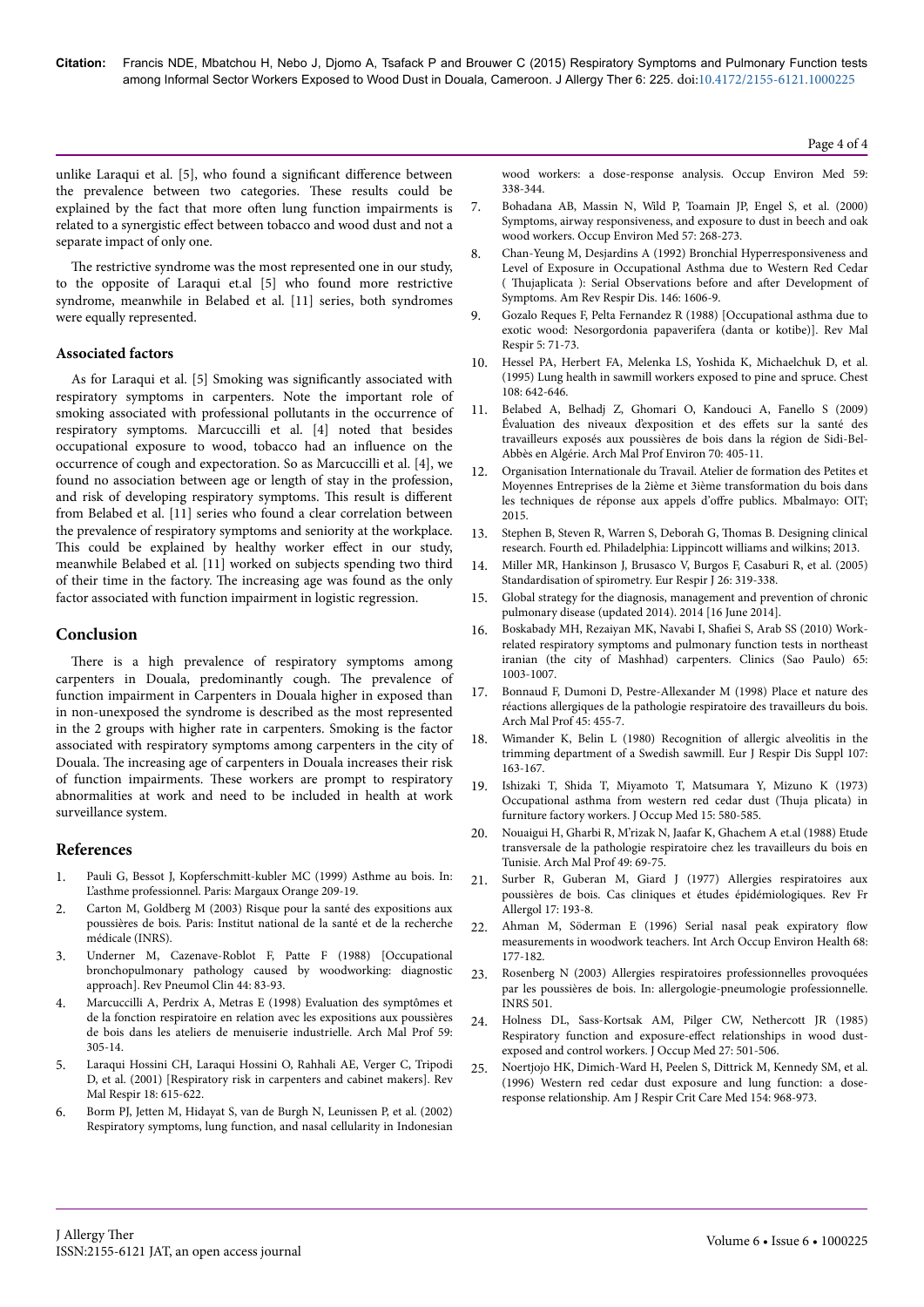unlike Laraqui et al. [5], who found a significant difference between the prevalence between two categories. These results could be explained by the fact that more often lung function impairments is related to a synergistic effect between tobacco and wood dust and not a separate impact of only one.

The restrictive syndrome was the most represented one in our study, to the opposite of Laraqui et.al [5] who found more restrictive syndrome, meanwhile in Belabed et al. [11] series, both syndromes were equally represented.

### Associated factors

As for Laraqui et al. [5] Smoking was significantly associated with respiratory symptoms in carpenters. Note the important role of smoking associated with professional pollutants in the occurrence of respiratory symptoms. Marcuccilli et al. [4] noted that besides occupational exposure to wood, tobacco had an influence on the occurrence of cough and expectoration. So as Marcuccilli et al. [4], we found no association between age or length of stay in the profession, and risk of developing respiratory symptoms. This result is different from Belabed et al. [11] series who found a clear correlation between the prevalence of respiratory symptoms and seniority at the workplace. This could be explained by healthy worker effect in our study, meanwhile Belabed et al. [11] worked on subjects spending two third of their time in the factory. The increasing age was found as the only factor associated with function impairment in logistic regression.

## Conclusion

There is a high prevalence of respiratory symptoms among carpenters in Douala, predominantly cough. The prevalence of function impairment in Carpenters in Douala higher in exposed than in non-unexposed the syndrome is described as the most represented in the 2 groups with higher rate in carpenters. Smoking is the factor associated with respiratory symptoms among carpenters in the city of Douala. The increasing age of carpenters in Douala increases their risk of function impairments. These workers are prompt to respiratory abnormalities at work and need to be included in health at work surveillance system.

## References

1. Pauli G, Bessot J, Kopferschmitt-kubler MC (1999) Asthme au bois. In: L'asthme professionnel. Paris: Margaux Orange 209-19.
2. Carton M, Goldberg M (2003) Risque pour la santé des expositions aux poussières de bois. Paris: Institut national de la santé et de la recherche médicale (INRS).
3. Underner M, Cazenave-Roblot F, Patte F (1988) [Occupational bronchopulmonary pathology caused by woodworking: diagnostic approach]. Rev Pneumol Clin 44: 83-93.
4. Marcuccilli A, Perdrix A, Metras E (1998) Evaluation des symptômes et de la fonction respiratoire en relation avec les expositions aux poussières de bois dans les ateliers de menuiserie industrielle. Arch Mal Prof 59: 305-14.
5. Laraqui Hossini CH, Laraqui Hossini O, Rahhali AE, Verger C, Tripodi D, et al. (2001) [Respiratory risk in carpenters and cabinet makers]. Rev Mal Respir 18: 615-622.
6. Borm PJ, Jetten M, Hidayat S, van de Burgh N, Leunissen P, et al. (2002) Respiratory symptoms, lung function, and nasal cellularity in Indonesian wood workers: a dose-response analysis. Occup Environ Med 59: 338-344.
7. Bohadana AB, Massin N, Wild P, Toamain JP, Engel S, et al. (2000) Symptoms, airway responsiveness, and exposure to dust in beech and oak wood workers. Occup Environ Med 57: 268-273.
8. Chan-Yeung M, Desjardins A (1992) Bronchial Hyperresponsiveness and Level of Exposure in Occupational Asthma due to Western Red Cedar ( Thujaplicata ): Serial Observations before and after Development of Symptoms. Am Rev Respir Dis. 146: 1606-9.
9. Gozalo Reques F, Pelta Fernandez R (1988) [Occupational asthma due to exotic wood: Nesorgordonia papaverifera (danta or kotibe)]. Rev Mal Respir 5: 71-73.
10. Hessel PA, Herbert FA, Melenka LS, Yoshida K, Michaelchuk D, et al. (1995) Lung health in sawmill workers exposed to pine and spruce. Chest 108: 642-646.
11. Belabed A, Belhadj Z, Ghomari O, Kandouci A, Fanello S (2009) Évaluation des niveaux d'exposition et des effets sur la santé des travailleurs exposés aux poussières de bois dans la région de Sidi-Bel-Abbès en Algérie. Arch Mal Prof Environ 70: 405-11.
12. Organisation Internationale du Travail. Atelier de formation des Petites et Moyennes Entreprises de la 2ième et 3ième transformation du bois dans les techniques de réponse aux appels d'offre publics. Mbalmayo: OIT; 2015.
13. Stephen B, Steven R, Warren S, Deborah G, Thomas B. Designing clinical research. Fourth ed. Philadelphia: Lippincott williams and wilkins; 2013.
14. Miller MR, Hankinson J, Brusasco V, Burgos F, Casaburi R, et al. (2005) Standardisation of spirometry. Eur Respir J 26: 319-338.
15. Global strategy for the diagnosis, management and prevention of chronic pulmonary disease (updated 2014). 2014 [16 June 2014].
16. Boskabady MH, Rezaiyan MK, Navabi I, Shafiei S, Arab SS (2010) Work-related respiratory symptoms and pulmonary function tests in northeast iranian (the city of Mashhad) carpenters. Clinics (Sao Paulo) 65: 1003-1007.
17. Bonnaud F, Dumoni D, Pestre-Allexander M (1998) Place et nature des réactions allergiques de la pathologie respiratoire des travailleurs du bois. Arch Mal Prof 45: 455-7.
18. Wimander K, Belin L (1980) Recognition of allergic alveolitis in the trimming department of a Swedish sawmill. Eur J Respir Dis Suppl 107: 163-167.
19. Ishizaki T, Shida T, Miyamoto T, Matsumara Y, Mizuno K (1973) Occupational asthma from western red cedar dust (Thuja plicata) in furniture factory workers. J Occup Med 15: 580-585.
20. Nouaigui H, Gharbi R, M'rizak N, Jaafar K, Ghachem A et.al (1988) Etude transversale de la pathologie respiratoire chez les travailleurs du bois en Tunisie. Arch Mal Prof 49: 69-75.
21. Surber R, Guberan M, Giard J (1977) Allergies respiratoires aux poussières de bois. Cas cliniques et études épidémiologiques. Rev Fr Allergol 17: 193-8.
22. Ahman M, Söderman E (1996) Serial nasal peak expiratory flow measurements in woodwork teachers. Int Arch Occup Environ Health 68: 177-182.
23. Rosenberg N (2003) Allergies respiratoires professionnelles provoquées par les poussières de bois. In: allergologie-pneumologie professionnelle. INRS 501.
24. Holness DL, Sass-Kortsak AM, Pilger CW, Nethercott JR (1985) Respiratory function and exposure-effect relationships in wood dust-exposed and control workers. J Occup Med 27: 501-506.
25. Noertjojo HK, Dimich-Ward H, Peelen S, Dittrick M, Kennedy SM, et al. (1996) Western red cedar dust exposure and lung function: a dose-response relationship. Am J Respir Crit Care Med 154: 968-973.